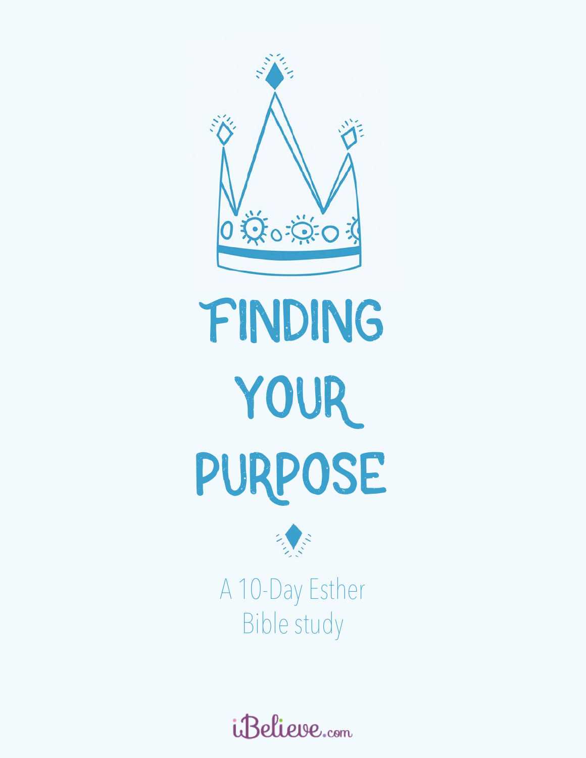# FINDING YOUR PURPOSE

A 10-Day Esther Bible study

iBelieve.com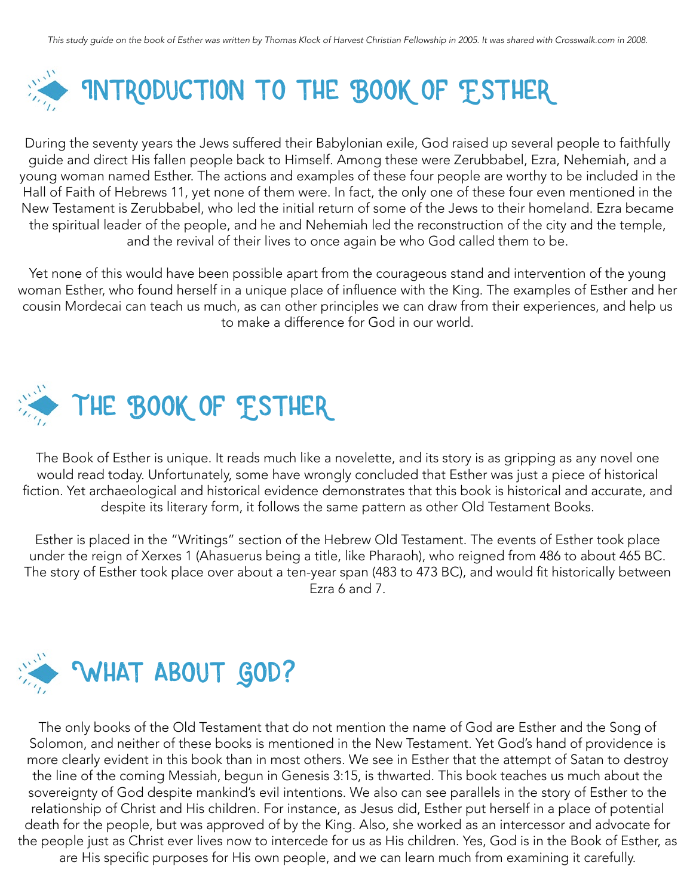*This study guide on the book of Esther was written by Thomas Klock of Harvest Christian Fellowship in 2005. It was shared with Crosswalk.com in 2008.*

# Introduction to the Book of Esther

During the seventy years the Jews suffered their Babylonian exile, God raised up several people to faithfully guide and direct His fallen people back to Himself. Among these were Zerubbabel, Ezra, Nehemiah, and a young woman named Esther. The actions and examples of these four people are worthy to be included in the Hall of Faith of Hebrews 11, yet none of them were. In fact, the only one of these four even mentioned in the New Testament is Zerubbabel, who led the initial return of some of the Jews to their homeland. Ezra became the spiritual leader of the people, and he and Nehemiah led the reconstruction of the city and the temple, and the revival of their lives to once again be who God called them to be.

Yet none of this would have been possible apart from the courageous stand and intervention of the young woman Esther, who found herself in a unique place of influence with the King. The examples of Esther and her cousin Mordecai can teach us much, as can other principles we can draw from their experiences, and help us to make a difference for God in our world.

# The Book of Esther

The Book of Esther is unique. It reads much like a novelette, and its story is as gripping as any novel one would read today. Unfortunately, some have wrongly concluded that Esther was just a piece of historical fiction. Yet archaeological and historical evidence demonstrates that this book is historical and accurate, and despite its literary form, it follows the same pattern as other Old Testament Books.

Esther is placed in the "Writings" section of the Hebrew Old Testament. The events of Esther took place under the reign of Xerxes 1 (Ahasuerus being a title, like Pharaoh), who reigned from 486 to about 465 BC. The story of Esther took place over about a ten-year span (483 to 473 BC), and would fit historically between Ezra 6 and 7.

# What About God?

The only books of the Old Testament that do not mention the name of God are Esther and the Song of Solomon, and neither of these books is mentioned in the New Testament. Yet God's hand of providence is more clearly evident in this book than in most others. We see in Esther that the attempt of Satan to destroy the line of the coming Messiah, begun in Genesis 3:15, is thwarted. This book teaches us much about the sovereignty of God despite mankind's evil intentions. We also can see parallels in the story of Esther to the relationship of Christ and His children. For instance, as Jesus did, Esther put herself in a place of potential death for the people, but was approved of by the King. Also, she worked as an intercessor and advocate for the people just as Christ ever lives now to intercede for us as His children. Yes, God is in the Book of Esther, as are His specific purposes for His own people, and we can learn much from examining it carefully.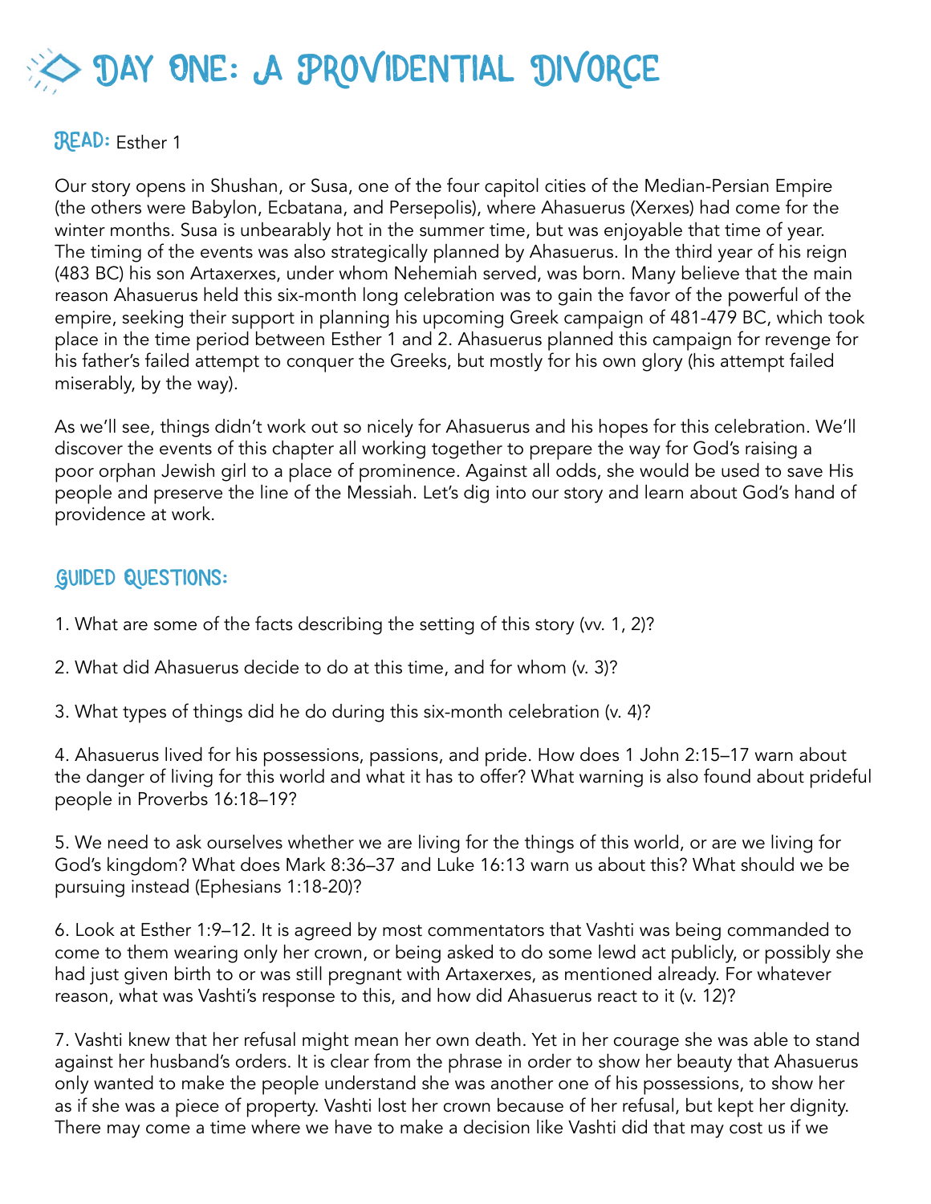# Day One: A Providential Divorce

**Read:** Esther 1

Our story opens in Shushan, or Susa, one of the four capitol cities of the Median-Persian Empire (the others were Babylon, Ecbatana, and Persepolis), where Ahasuerus (Xerxes) had come for the winter months. Susa is unbearably hot in the summer time, but was enjoyable that time of year. The timing of the events was also strategically planned by Ahasuerus. In the third year of his reign (483 BC) his son Artaxerxes, under whom Nehemiah served, was born. Many believe that the main reason Ahasuerus held this six-month long celebration was to gain the favor of the powerful of the empire, seeking their support in planning his upcoming Greek campaign of 481-479 BC, which took place in the time period between Esther 1 and 2. Ahasuerus planned this campaign for revenge for his father's failed attempt to conquer the Greeks, but mostly for his own glory (his attempt failed miserably, by the way).

As we'll see, things didn't work out so nicely for Ahasuerus and his hopes for this celebration. We'll discover the events of this chapter all working together to prepare the way for God's raising a poor orphan Jewish girl to a place of prominence. Against all odds, she would be used to save His people and preserve the line of the Messiah. Let's dig into our story and learn about God's hand of providence at work.

## Guided Questions:

1. What are some of the facts describing the setting of this story (vv. 1, 2)?

2. What did Ahasuerus decide to do at this time, and for whom (v. 3)?

3. What types of things did he do during this six-month celebration (v. 4)?

4. Ahasuerus lived for his possessions, passions, and pride. How does 1 John 2:15–17 warn about the danger of living for this world and what it has to offer? What warning is also found about prideful people in Proverbs 16:18–19?

5. We need to ask ourselves whether we are living for the things of this world, or are we living for God's kingdom? What does Mark 8:36–37 and Luke 16:13 warn us about this? What should we be pursuing instead (Ephesians 1:18-20)?

6. Look at Esther 1:9–12. It is agreed by most commentators that Vashti was being commanded to come to them wearing only her crown, or being asked to do some lewd act publicly, or possibly she had just given birth to or was still pregnant with Artaxerxes, as mentioned already. For whatever reason, what was Vashti's response to this, and how did Ahasuerus react to it (v. 12)?

7. Vashti knew that her refusal might mean her own death. Yet in her courage she was able to stand against her husband's orders. It is clear from the phrase in order to show her beauty that Ahasuerus only wanted to make the people understand she was another one of his possessions, to show her as if she was a piece of property. Vashti lost her crown because of her refusal, but kept her dignity. There may come a time where we have to make a decision like Vashti did that may cost us if we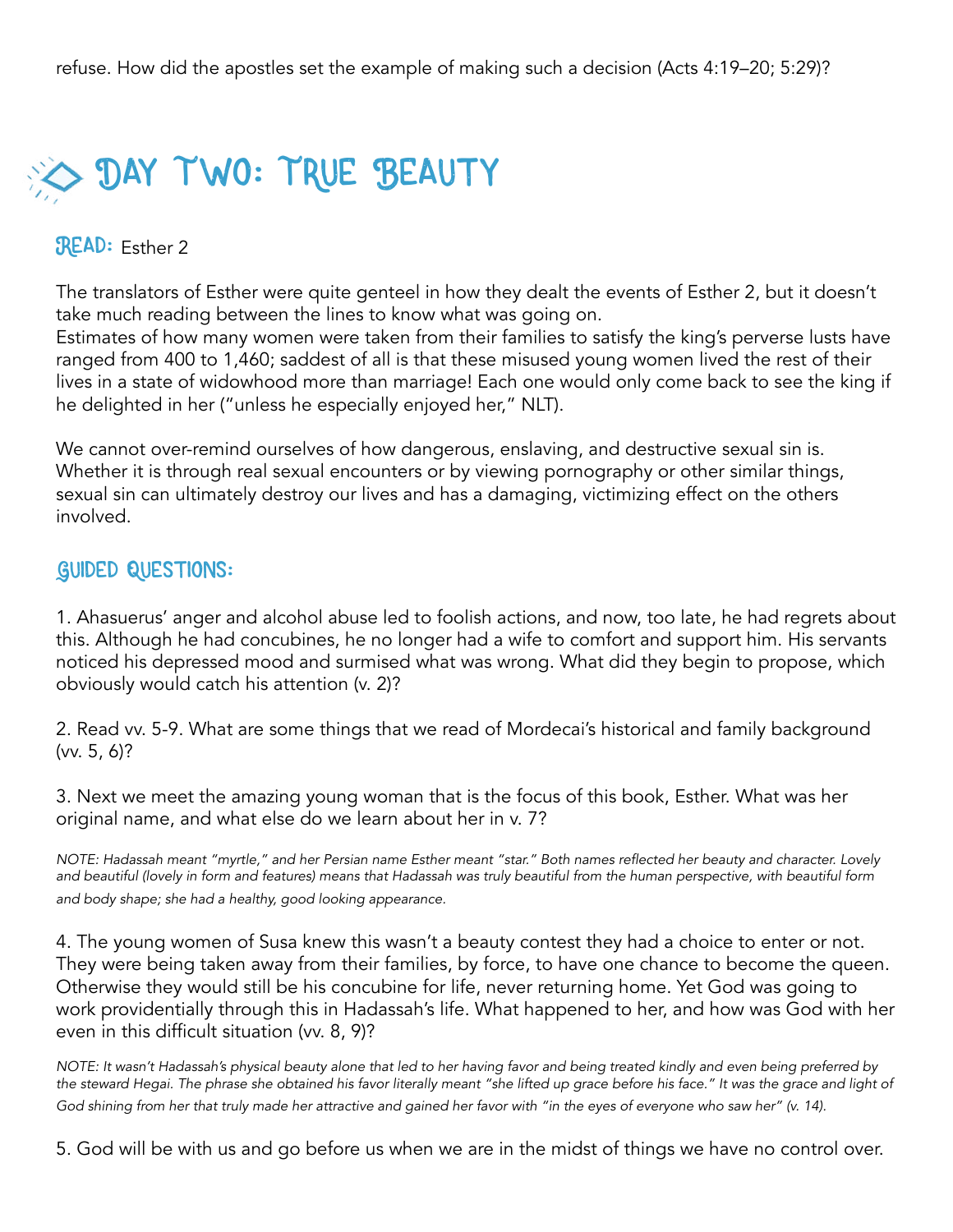refuse. How did the apostles set the example of making such a decision (Acts 4:19–20; 5:29)?

## Day Two: True Beauty

**Read:** Esther 2

The translators of Esther were quite genteel in how they dealt the events of Esther 2, but it doesn't take much reading between the lines to know what was going on.
Estimates of how many women were taken from their families to satisfy the king's perverse lusts have ranged from 400 to 1,460; saddest of all is that these misused young women lived the rest of their lives in a state of widowhood more than marriage! Each one would only come back to see the king if he delighted in her ("unless he especially enjoyed her," NLT).

We cannot over-remind ourselves of how dangerous, enslaving, and destructive sexual sin is. Whether it is through real sexual encounters or by viewing pornography or other similar things, sexual sin can ultimately destroy our lives and has a damaging, victimizing effect on the others involved.

### Guided Questions:

1. Ahasuerus' anger and alcohol abuse led to foolish actions, and now, too late, he had regrets about this. Although he had concubines, he no longer had a wife to comfort and support him. His servants noticed his depressed mood and surmised what was wrong. What did they begin to propose, which obviously would catch his attention (v. 2)?

2. Read vv. 5-9. What are some things that we read of Mordecai's historical and family background (vv. 5, 6)?

3. Next we meet the amazing young woman that is the focus of this book, Esther. What was her original name, and what else do we learn about her in v. 7?

*NOTE: Hadassah meant "myrtle," and her Persian name Esther meant "star." Both names reflected her beauty and character. Lovely and beautiful (lovely in form and features) means that Hadassah was truly beautiful from the human perspective, with beautiful form and body shape; she had a healthy, good looking appearance.*

4. The young women of Susa knew this wasn't a beauty contest they had a choice to enter or not. They were being taken away from their families, by force, to have one chance to become the queen. Otherwise they would still be his concubine for life, never returning home. Yet God was going to work providentially through this in Hadassah's life. What happened to her, and how was God with her even in this difficult situation (vv. 8, 9)?

*NOTE: It wasn't Hadassah's physical beauty alone that led to her having favor and being treated kindly and even being preferred by the steward Hegai. The phrase she obtained his favor literally meant "she lifted up grace before his face." It was the grace and light of God shining from her that truly made her attractive and gained her favor with "in the eyes of everyone who saw her" (v. 14).*

5. God will be with us and go before us when we are in the midst of things we have no control over.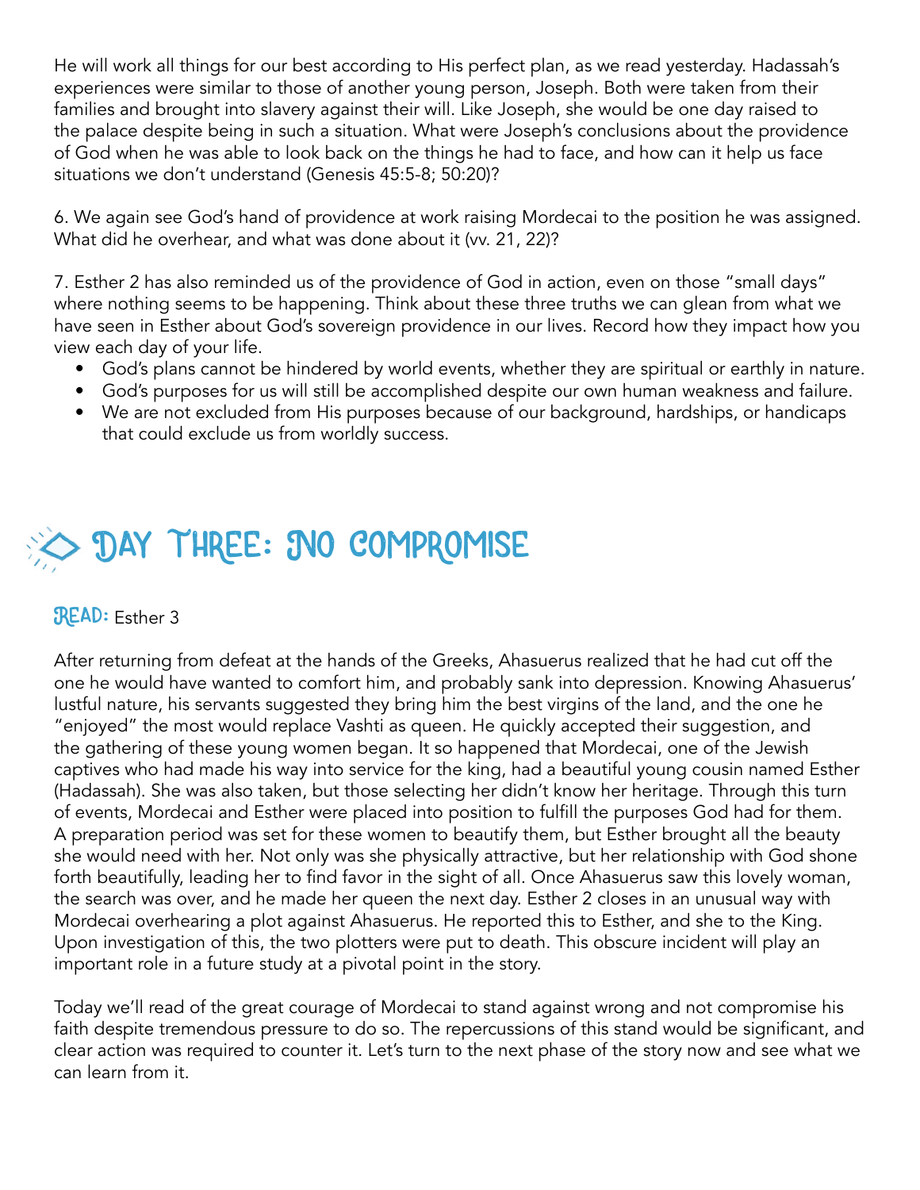He will work all things for our best according to His perfect plan, as we read yesterday. Hadassah's experiences were similar to those of another young person, Joseph. Both were taken from their families and brought into slavery against their will. Like Joseph, she would be one day raised to the palace despite being in such a situation. What were Joseph's conclusions about the providence of God when he was able to look back on the things he had to face, and how can it help us face situations we don't understand (Genesis 45:5-8; 50:20)?

6. We again see God's hand of providence at work raising Mordecai to the position he was assigned. What did he overhear, and what was done about it (vv. 21, 22)?

7. Esther 2 has also reminded us of the providence of God in action, even on those "small days" where nothing seems to be happening. Think about these three truths we can glean from what we have seen in Esther about God's sovereign providence in our lives. Record how they impact how you view each day of your life.

- God's plans cannot be hindered by world events, whether they are spiritual or earthly in nature.
- God's purposes for us will still be accomplished despite our own human weakness and failure.
- We are not excluded from His purposes because of our background, hardships, or handicaps that could exclude us from worldly success.

## Day Three: No Compromise

**Read:** Esther 3

After returning from defeat at the hands of the Greeks, Ahasuerus realized that he had cut off the one he would have wanted to comfort him, and probably sank into depression. Knowing Ahasuerus' lustful nature, his servants suggested they bring him the best virgins of the land, and the one he "enjoyed" the most would replace Vashti as queen. He quickly accepted their suggestion, and the gathering of these young women began. It so happened that Mordecai, one of the Jewish captives who had made his way into service for the king, had a beautiful young cousin named Esther (Hadassah). She was also taken, but those selecting her didn't know her heritage. Through this turn of events, Mordecai and Esther were placed into position to fulfill the purposes God had for them. A preparation period was set for these women to beautify them, but Esther brought all the beauty she would need with her. Not only was she physically attractive, but her relationship with God shone forth beautifully, leading her to find favor in the sight of all. Once Ahasuerus saw this lovely woman, the search was over, and he made her queen the next day. Esther 2 closes in an unusual way with Mordecai overhearing a plot against Ahasuerus. He reported this to Esther, and she to the King. Upon investigation of this, the two plotters were put to death. This obscure incident will play an important role in a future study at a pivotal point in the story.

Today we'll read of the great courage of Mordecai to stand against wrong and not compromise his faith despite tremendous pressure to do so. The repercussions of this stand would be significant, and clear action was required to counter it. Let's turn to the next phase of the story now and see what we can learn from it.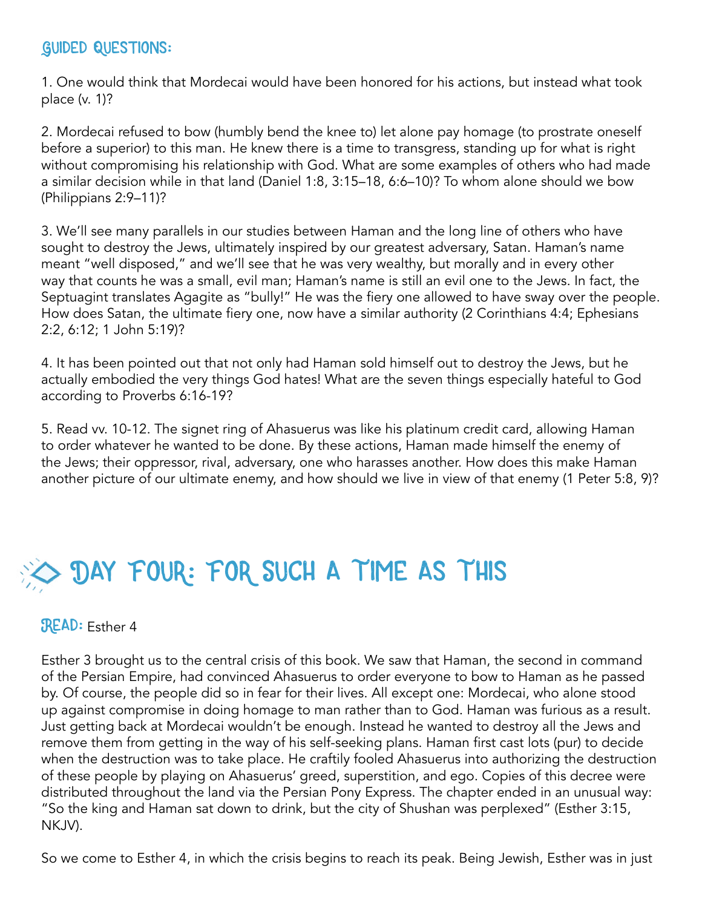## Guided Questions:

1. One would think that Mordecai would have been honored for his actions, but instead what took place (v. 1)?

2. Mordecai refused to bow (humbly bend the knee to) let alone pay homage (to prostrate oneself before a superior) to this man. He knew there is a time to transgress, standing up for what is right without compromising his relationship with God. What are some examples of others who had made a similar decision while in that land (Daniel 1:8, 3:15–18, 6:6–10)? To whom alone should we bow (Philippians 2:9–11)?

3. We'll see many parallels in our studies between Haman and the long line of others who have sought to destroy the Jews, ultimately inspired by our greatest adversary, Satan. Haman's name meant "well disposed," and we'll see that he was very wealthy, but morally and in every other way that counts he was a small, evil man; Haman's name is still an evil one to the Jews. In fact, the Septuagint translates Agagite as "bully!" He was the fiery one allowed to have sway over the people. How does Satan, the ultimate fiery one, now have a similar authority (2 Corinthians 4:4; Ephesians 2:2, 6:12; 1 John 5:19)?

4. It has been pointed out that not only had Haman sold himself out to destroy the Jews, but he actually embodied the very things God hates! What are the seven things especially hateful to God according to Proverbs 6:16-19?

5. Read vv. 10-12. The signet ring of Ahasuerus was like his platinum credit card, allowing Haman to order whatever he wanted to be done. By these actions, Haman made himself the enemy of the Jews; their oppressor, rival, adversary, one who harasses another. How does this make Haman another picture of our ultimate enemy, and how should we live in view of that enemy (1 Peter 5:8, 9)?

# Day Four: For Such a Time as This

**Read:** Esther 4

Esther 3 brought us to the central crisis of this book. We saw that Haman, the second in command of the Persian Empire, had convinced Ahasuerus to order everyone to bow to Haman as he passed by. Of course, the people did so in fear for their lives. All except one: Mordecai, who alone stood up against compromise in doing homage to man rather than to God. Haman was furious as a result. Just getting back at Mordecai wouldn't be enough. Instead he wanted to destroy all the Jews and remove them from getting in the way of his self-seeking plans. Haman first cast lots (pur) to decide when the destruction was to take place. He craftily fooled Ahasuerus into authorizing the destruction of these people by playing on Ahasuerus' greed, superstition, and ego. Copies of this decree were distributed throughout the land via the Persian Pony Express. The chapter ended in an unusual way: "So the king and Haman sat down to drink, but the city of Shushan was perplexed" (Esther 3:15, NKJV).

So we come to Esther 4, in which the crisis begins to reach its peak. Being Jewish, Esther was in just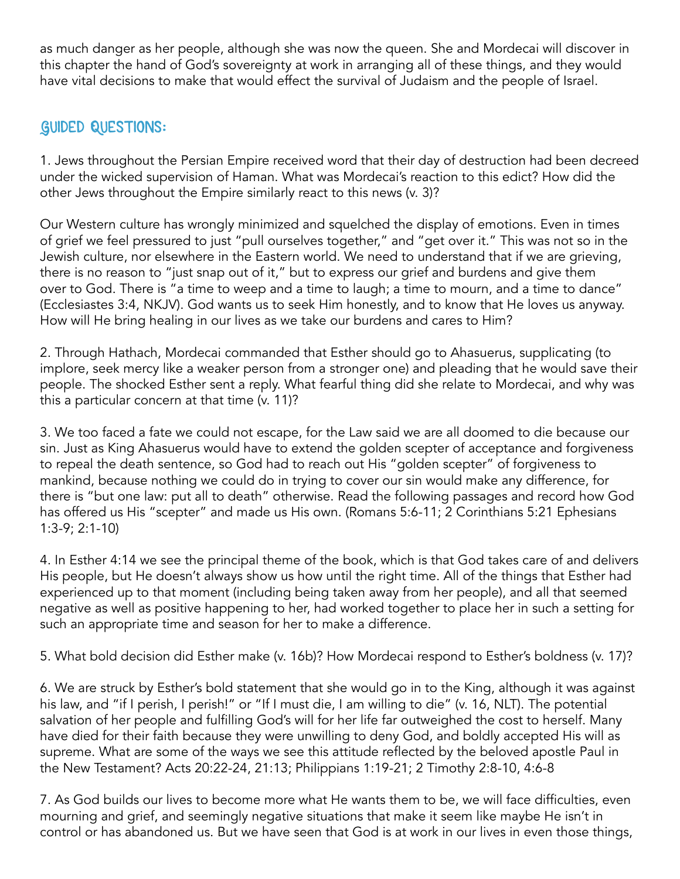as much danger as her people, although she was now the queen. She and Mordecai will discover in this chapter the hand of God's sovereignty at work in arranging all of these things, and they would have vital decisions to make that would effect the survival of Judaism and the people of Israel.

## Guided Questions:

1. Jews throughout the Persian Empire received word that their day of destruction had been decreed under the wicked supervision of Haman. What was Mordecai's reaction to this edict? How did the other Jews throughout the Empire similarly react to this news (v. 3)?

Our Western culture has wrongly minimized and squelched the display of emotions. Even in times of grief we feel pressured to just "pull ourselves together," and "get over it." This was not so in the Jewish culture, nor elsewhere in the Eastern world. We need to understand that if we are grieving, there is no reason to "just snap out of it," but to express our grief and burdens and give them over to God. There is "a time to weep and a time to laugh; a time to mourn, and a time to dance" (Ecclesiastes 3:4, NKJV). God wants us to seek Him honestly, and to know that He loves us anyway. How will He bring healing in our lives as we take our burdens and cares to Him?

2. Through Hathach, Mordecai commanded that Esther should go to Ahasuerus, supplicating (to implore, seek mercy like a weaker person from a stronger one) and pleading that he would save their people. The shocked Esther sent a reply. What fearful thing did she relate to Mordecai, and why was this a particular concern at that time (v. 11)?

3. We too faced a fate we could not escape, for the Law said we are all doomed to die because our sin. Just as King Ahasuerus would have to extend the golden scepter of acceptance and forgiveness to repeal the death sentence, so God had to reach out His "golden scepter" of forgiveness to mankind, because nothing we could do in trying to cover our sin would make any difference, for there is "but one law: put all to death" otherwise. Read the following passages and record how God has offered us His "scepter" and made us His own. (Romans 5:6-11; 2 Corinthians 5:21 Ephesians 1:3-9; 2:1-10)

4. In Esther 4:14 we see the principal theme of the book, which is that God takes care of and delivers His people, but He doesn't always show us how until the right time. All of the things that Esther had experienced up to that moment (including being taken away from her people), and all that seemed negative as well as positive happening to her, had worked together to place her in such a setting for such an appropriate time and season for her to make a difference.

5. What bold decision did Esther make (v. 16b)? How Mordecai respond to Esther's boldness (v. 17)?

6. We are struck by Esther's bold statement that she would go in to the King, although it was against his law, and "if I perish, I perish!" or "If I must die, I am willing to die" (v. 16, NLT). The potential salvation of her people and fulfilling God's will for her life far outweighed the cost to herself. Many have died for their faith because they were unwilling to deny God, and boldly accepted His will as supreme. What are some of the ways we see this attitude reflected by the beloved apostle Paul in the New Testament? Acts 20:22-24, 21:13; Philippians 1:19-21; 2 Timothy 2:8-10, 4:6-8

7. As God builds our lives to become more what He wants them to be, we will face difficulties, even mourning and grief, and seemingly negative situations that make it seem like maybe He isn't in control or has abandoned us. But we have seen that God is at work in our lives in even those things,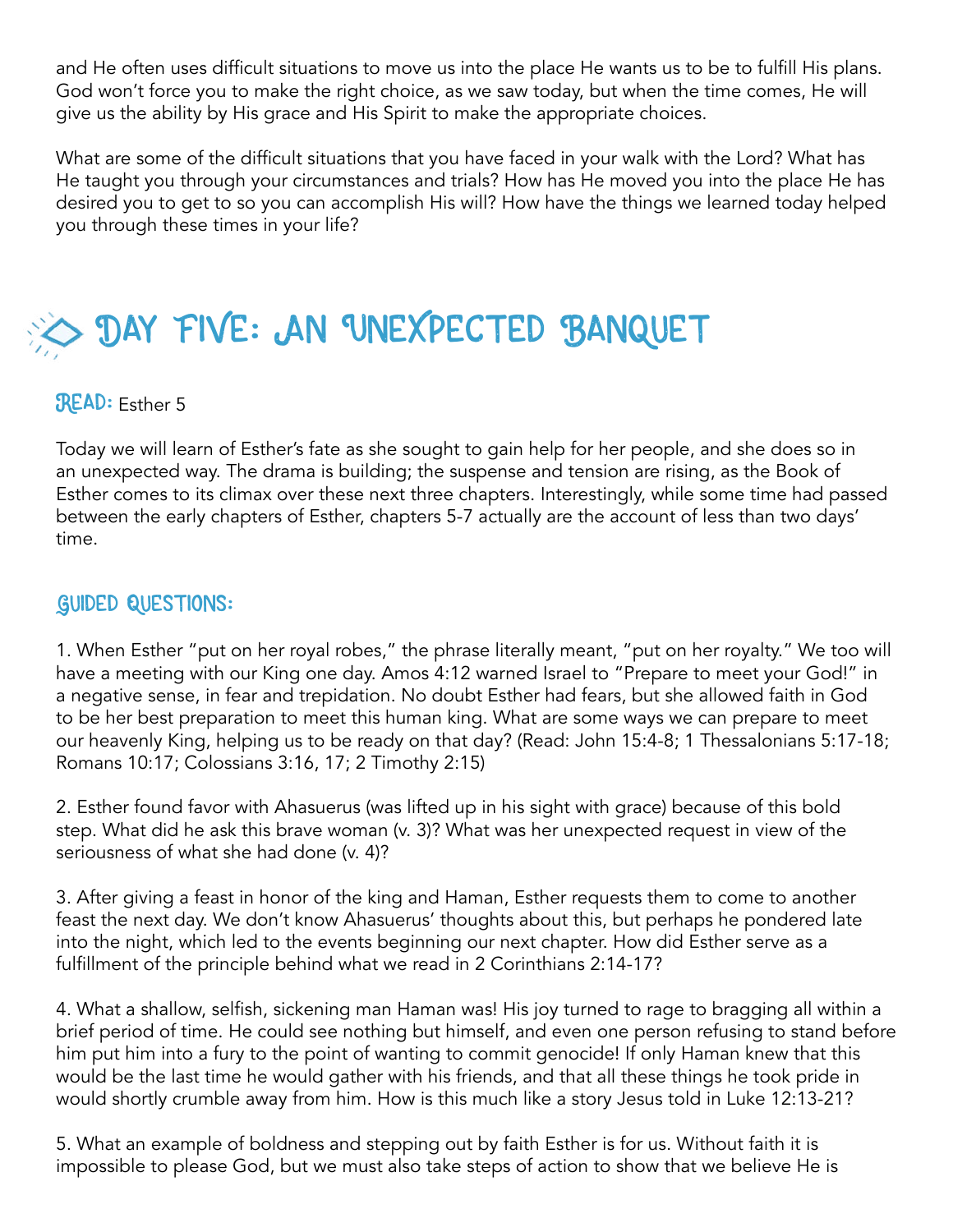and He often uses difficult situations to move us into the place He wants us to be to fulfill His plans. God won't force you to make the right choice, as we saw today, but when the time comes, He will give us the ability by His grace and His Spirit to make the appropriate choices.

What are some of the difficult situations that you have faced in your walk with the Lord? What has He taught you through your circumstances and trials? How has He moved you into the place He has desired you to get to so you can accomplish His will? How have the things we learned today helped you through these times in your life?

## Day Five: An Unexpected Banquet

**Read:** Esther 5

Today we will learn of Esther's fate as she sought to gain help for her people, and she does so in an unexpected way. The drama is building; the suspense and tension are rising, as the Book of Esther comes to its climax over these next three chapters. Interestingly, while some time had passed between the early chapters of Esther, chapters 5-7 actually are the account of less than two days' time.

### Guided Questions:

1. When Esther "put on her royal robes," the phrase literally meant, "put on her royalty." We too will have a meeting with our King one day. Amos 4:12 warned Israel to "Prepare to meet your God!" in a negative sense, in fear and trepidation. No doubt Esther had fears, but she allowed faith in God to be her best preparation to meet this human king. What are some ways we can prepare to meet our heavenly King, helping us to be ready on that day? (Read: John 15:4-8; 1 Thessalonians 5:17-18; Romans 10:17; Colossians 3:16, 17; 2 Timothy 2:15)

2. Esther found favor with Ahasuerus (was lifted up in his sight with grace) because of this bold step. What did he ask this brave woman (v. 3)? What was her unexpected request in view of the seriousness of what she had done (v. 4)?

3. After giving a feast in honor of the king and Haman, Esther requests them to come to another feast the next day. We don't know Ahasuerus' thoughts about this, but perhaps he pondered late into the night, which led to the events beginning our next chapter. How did Esther serve as a fulfillment of the principle behind what we read in 2 Corinthians 2:14-17?

4. What a shallow, selfish, sickening man Haman was! His joy turned to rage to bragging all within a brief period of time. He could see nothing but himself, and even one person refusing to stand before him put him into a fury to the point of wanting to commit genocide! If only Haman knew that this would be the last time he would gather with his friends, and that all these things he took pride in would shortly crumble away from him. How is this much like a story Jesus told in Luke 12:13-21?

5. What an example of boldness and stepping out by faith Esther is for us. Without faith it is impossible to please God, but we must also take steps of action to show that we believe He is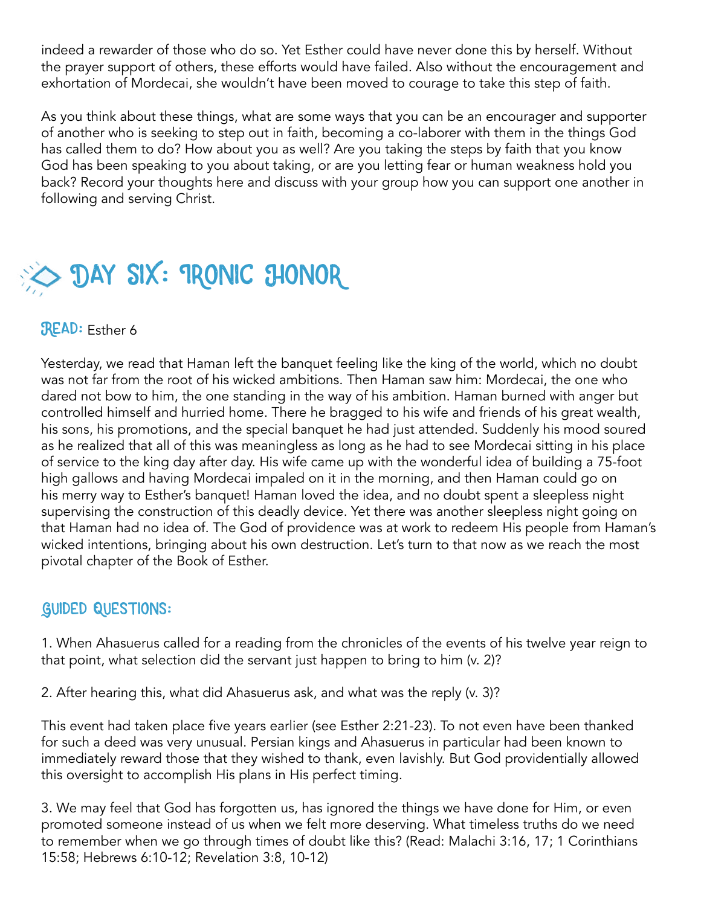indeed a rewarder of those who do so. Yet Esther could have never done this by herself. Without the prayer support of others, these efforts would have failed. Also without the encouragement and exhortation of Mordecai, she wouldn't have been moved to courage to take this step of faith.

As you think about these things, what are some ways that you can be an encourager and supporter of another who is seeking to step out in faith, becoming a co-laborer with them in the things God has called them to do? How about you as well? Are you taking the steps by faith that you know God has been speaking to you about taking, or are you letting fear or human weakness hold you back? Record your thoughts here and discuss with your group how you can support one another in following and serving Christ.

## Day Six: Ironic Honor

**Read:** Esther 6

Yesterday, we read that Haman left the banquet feeling like the king of the world, which no doubt was not far from the root of his wicked ambitions. Then Haman saw him: Mordecai, the one who dared not bow to him, the one standing in the way of his ambition. Haman burned with anger but controlled himself and hurried home. There he bragged to his wife and friends of his great wealth, his sons, his promotions, and the special banquet he had just attended. Suddenly his mood soured as he realized that all of this was meaningless as long as he had to see Mordecai sitting in his place of service to the king day after day. His wife came up with the wonderful idea of building a 75-foot high gallows and having Mordecai impaled on it in the morning, and then Haman could go on his merry way to Esther's banquet! Haman loved the idea, and no doubt spent a sleepless night supervising the construction of this deadly device. Yet there was another sleepless night going on that Haman had no idea of. The God of providence was at work to redeem His people from Haman's wicked intentions, bringing about his own destruction. Let's turn to that now as we reach the most pivotal chapter of the Book of Esther.

### Guided Questions:

1. When Ahasuerus called for a reading from the chronicles of the events of his twelve year reign to that point, what selection did the servant just happen to bring to him (v. 2)?

2. After hearing this, what did Ahasuerus ask, and what was the reply (v. 3)?

This event had taken place five years earlier (see Esther 2:21-23). To not even have been thanked for such a deed was very unusual. Persian kings and Ahasuerus in particular had been known to immediately reward those that they wished to thank, even lavishly. But God providentially allowed this oversight to accomplish His plans in His perfect timing.

3. We may feel that God has forgotten us, has ignored the things we have done for Him, or even promoted someone instead of us when we felt more deserving. What timeless truths do we need to remember when we go through times of doubt like this? (Read: Malachi 3:16, 17; 1 Corinthians 15:58; Hebrews 6:10-12; Revelation 3:8, 10-12)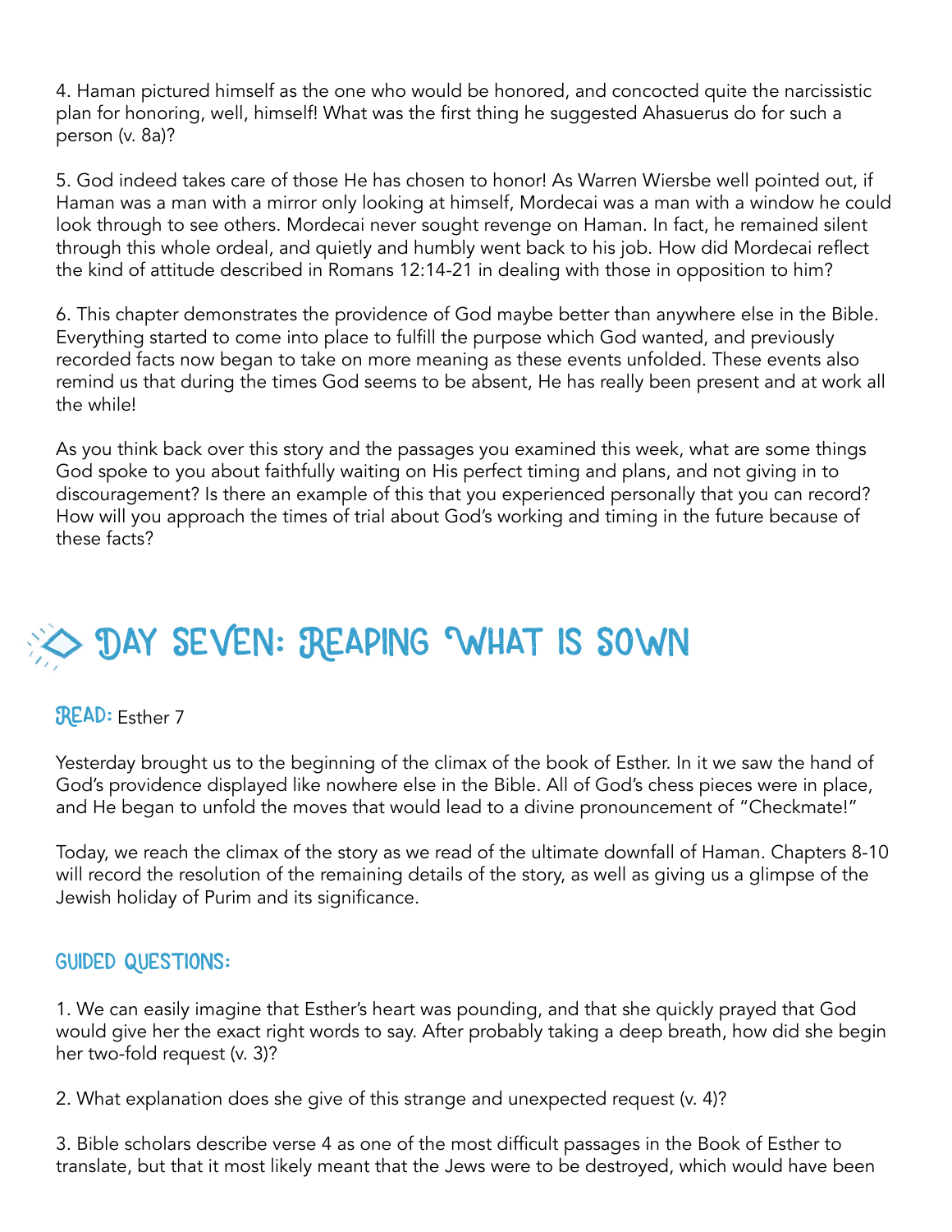4. Haman pictured himself as the one who would be honored, and concocted quite the narcissistic plan for honoring, well, himself! What was the first thing he suggested Ahasuerus do for such a person (v. 8a)?

5. God indeed takes care of those He has chosen to honor! As Warren Wiersbe well pointed out, if Haman was a man with a mirror only looking at himself, Mordecai was a man with a window he could look through to see others. Mordecai never sought revenge on Haman. In fact, he remained silent through this whole ordeal, and quietly and humbly went back to his job. How did Mordecai reflect the kind of attitude described in Romans 12:14-21 in dealing with those in opposition to him?

6. This chapter demonstrates the providence of God maybe better than anywhere else in the Bible. Everything started to come into place to fulfill the purpose which God wanted, and previously recorded facts now began to take on more meaning as these events unfolded. These events also remind us that during the times God seems to be absent, He has really been present and at work all the while!

As you think back over this story and the passages you examined this week, what are some things God spoke to you about faithfully waiting on His perfect timing and plans, and not giving in to discouragement? Is there an example of this that you experienced personally that you can record? How will you approach the times of trial about God's working and timing in the future because of these facts?

## DAY SEVEN: REAPING WHAT IS SOWN

**READ:** Esther 7

Yesterday brought us to the beginning of the climax of the book of Esther. In it we saw the hand of God's providence displayed like nowhere else in the Bible. All of God's chess pieces were in place, and He began to unfold the moves that would lead to a divine pronouncement of "Checkmate!"

Today, we reach the climax of the story as we read of the ultimate downfall of Haman. Chapters 8-10 will record the resolution of the remaining details of the story, as well as giving us a glimpse of the Jewish holiday of Purim and its significance.

### GUIDED QUESTIONS:

1. We can easily imagine that Esther's heart was pounding, and that she quickly prayed that God would give her the exact right words to say. After probably taking a deep breath, how did she begin her two-fold request (v. 3)?

2. What explanation does she give of this strange and unexpected request (v. 4)?

3. Bible scholars describe verse 4 as one of the most difficult passages in the Book of Esther to translate, but that it most likely meant that the Jews were to be destroyed, which would have been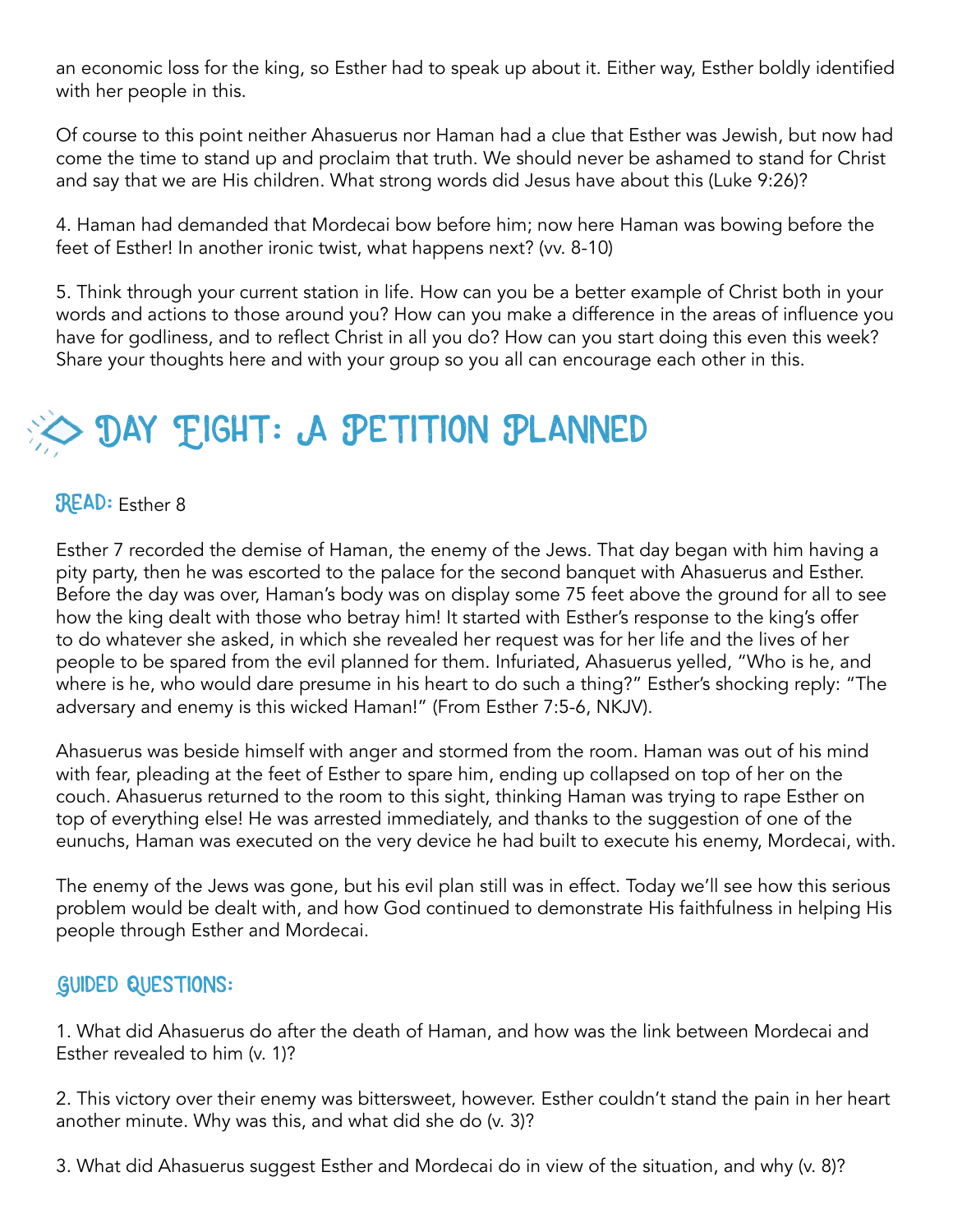an economic loss for the king, so Esther had to speak up about it. Either way, Esther boldly identified with her people in this.

Of course to this point neither Ahasuerus nor Haman had a clue that Esther was Jewish, but now had come the time to stand up and proclaim that truth. We should never be ashamed to stand for Christ and say that we are His children. What strong words did Jesus have about this (Luke 9:26)?

4. Haman had demanded that Mordecai bow before him; now here Haman was bowing before the feet of Esther! In another ironic twist, what happens next? (vv. 8-10)

5. Think through your current station in life. How can you be a better example of Christ both in your words and actions to those around you? How can you make a difference in the areas of influence you have for godliness, and to reflect Christ in all you do? How can you start doing this even this week? Share your thoughts here and with your group so you all can encourage each other in this.

# Day Eight: A Petition Planned

**Read:** Esther 8

Esther 7 recorded the demise of Haman, the enemy of the Jews. That day began with him having a pity party, then he was escorted to the palace for the second banquet with Ahasuerus and Esther. Before the day was over, Haman's body was on display some 75 feet above the ground for all to see how the king dealt with those who betray him! It started with Esther's response to the king's offer to do whatever she asked, in which she revealed her request was for her life and the lives of her people to be spared from the evil planned for them. Infuriated, Ahasuerus yelled, "Who is he, and where is he, who would dare presume in his heart to do such a thing?" Esther's shocking reply: "The adversary and enemy is this wicked Haman!" (From Esther 7:5-6, NKJV).

Ahasuerus was beside himself with anger and stormed from the room. Haman was out of his mind with fear, pleading at the feet of Esther to spare him, ending up collapsed on top of her on the couch. Ahasuerus returned to the room to this sight, thinking Haman was trying to rape Esther on top of everything else! He was arrested immediately, and thanks to the suggestion of one of the eunuchs, Haman was executed on the very device he had built to execute his enemy, Mordecai, with.

The enemy of the Jews was gone, but his evil plan still was in effect. Today we'll see how this serious problem would be dealt with, and how God continued to demonstrate His faithfulness in helping His people through Esther and Mordecai.

## Guided Questions:

1. What did Ahasuerus do after the death of Haman, and how was the link between Mordecai and Esther revealed to him (v. 1)?

2. This victory over their enemy was bittersweet, however. Esther couldn't stand the pain in her heart another minute. Why was this, and what did she do (v. 3)?

3. What did Ahasuerus suggest Esther and Mordecai do in view of the situation, and why (v. 8)?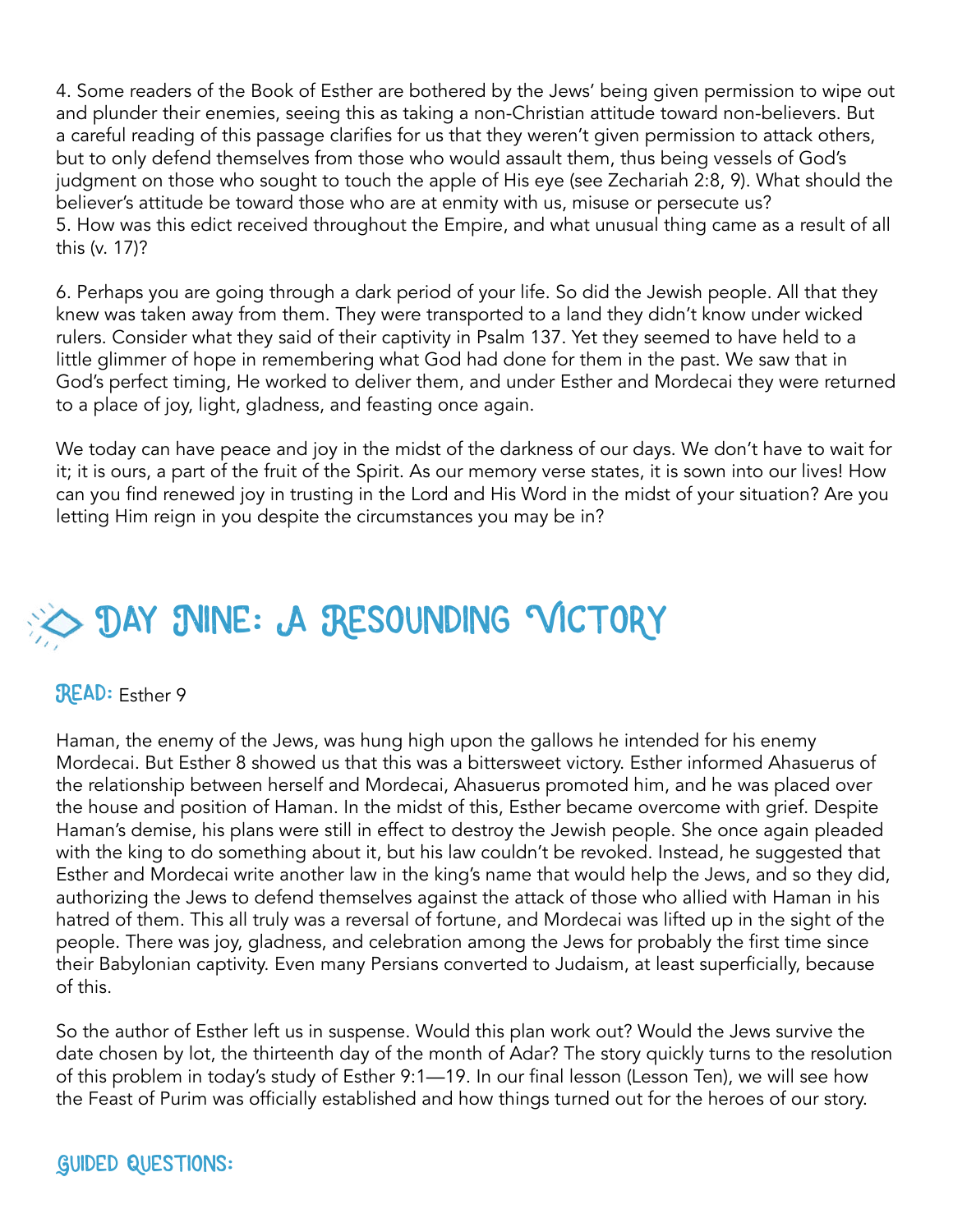4. Some readers of the Book of Esther are bothered by the Jews' being given permission to wipe out and plunder their enemies, seeing this as taking a non-Christian attitude toward non-believers. But a careful reading of this passage clarifies for us that they weren't given permission to attack others, but to only defend themselves from those who would assault them, thus being vessels of God's judgment on those who sought to touch the apple of His eye (see Zechariah 2:8, 9). What should the believer's attitude be toward those who are at enmity with us, misuse or persecute us?

5. How was this edict received throughout the Empire, and what unusual thing came as a result of all this (v. 17)?

6. Perhaps you are going through a dark period of your life. So did the Jewish people. All that they knew was taken away from them. They were transported to a land they didn't know under wicked rulers. Consider what they said of their captivity in Psalm 137. Yet they seemed to have held to a little glimmer of hope in remembering what God had done for them in the past. We saw that in God's perfect timing, He worked to deliver them, and under Esther and Mordecai they were returned to a place of joy, light, gladness, and feasting once again.

We today can have peace and joy in the midst of the darkness of our days. We don't have to wait for it; it is ours, a part of the fruit of the Spirit. As our memory verse states, it is sown into our lives! How can you find renewed joy in trusting in the Lord and His Word in the midst of your situation? Are you letting Him reign in you despite the circumstances you may be in?

## Day Nine: A Resounding Victory

**Read:** Esther 9

Haman, the enemy of the Jews, was hung high upon the gallows he intended for his enemy Mordecai. But Esther 8 showed us that this was a bittersweet victory. Esther informed Ahasuerus of the relationship between herself and Mordecai, Ahasuerus promoted him, and he was placed over the house and position of Haman. In the midst of this, Esther became overcome with grief. Despite Haman's demise, his plans were still in effect to destroy the Jewish people. She once again pleaded with the king to do something about it, but his law couldn't be revoked. Instead, he suggested that Esther and Mordecai write another law in the king's name that would help the Jews, and so they did, authorizing the Jews to defend themselves against the attack of those who allied with Haman in his hatred of them. This all truly was a reversal of fortune, and Mordecai was lifted up in the sight of the people. There was joy, gladness, and celebration among the Jews for probably the first time since their Babylonian captivity. Even many Persians converted to Judaism, at least superficially, because of this.

So the author of Esther left us in suspense. Would this plan work out? Would the Jews survive the date chosen by lot, the thirteenth day of the month of Adar? The story quickly turns to the resolution of this problem in today's study of Esther 9:1—19. In our final lesson (Lesson Ten), we will see how the Feast of Purim was officially established and how things turned out for the heroes of our story.

### Guided Questions: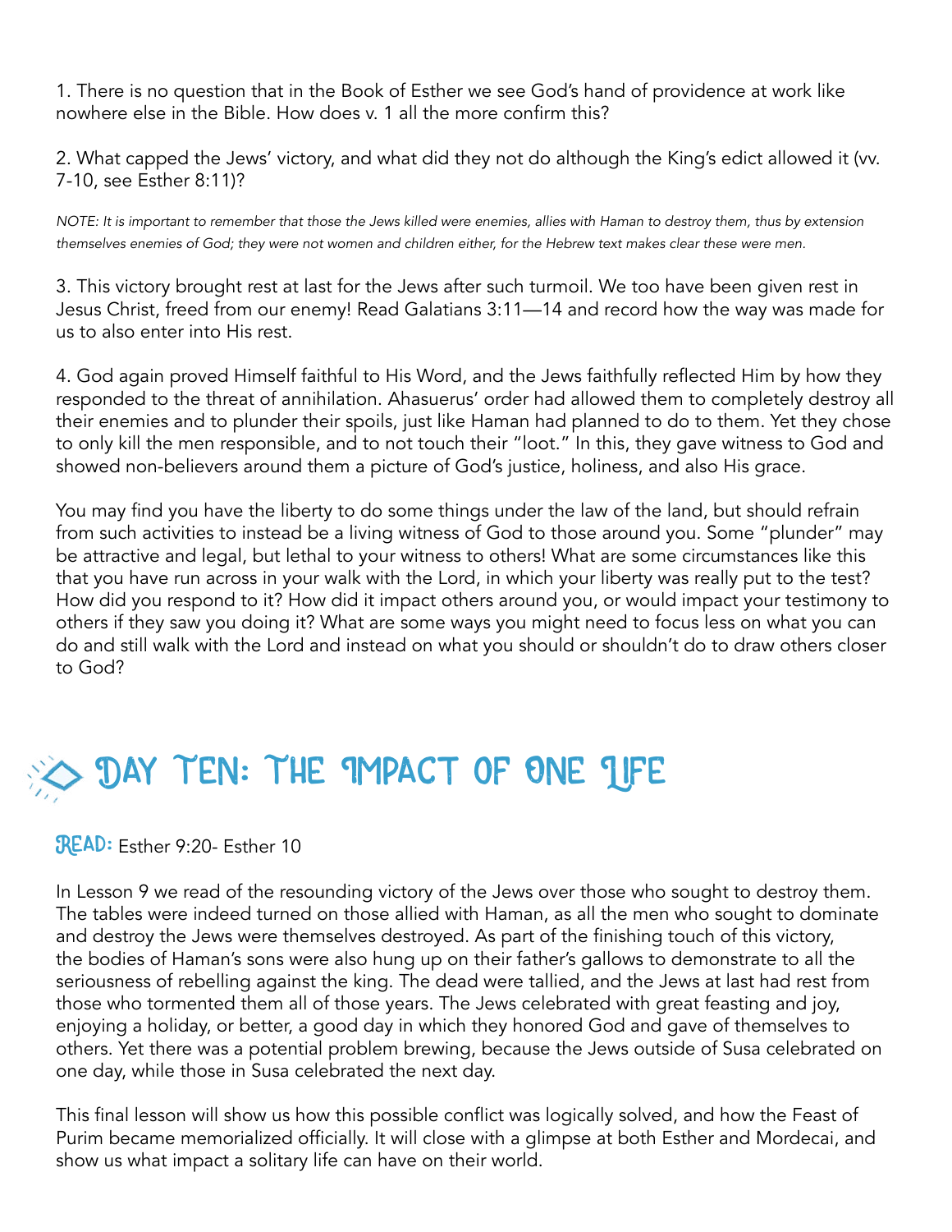1. There is no question that in the Book of Esther we see God's hand of providence at work like nowhere else in the Bible. How does v. 1 all the more confirm this?

2. What capped the Jews' victory, and what did they not do although the King's edict allowed it (vv. 7-10, see Esther 8:11)?

*NOTE: It is important to remember that those the Jews killed were enemies, allies with Haman to destroy them, thus by extension themselves enemies of God; they were not women and children either, for the Hebrew text makes clear these were men.*

3. This victory brought rest at last for the Jews after such turmoil. We too have been given rest in Jesus Christ, freed from our enemy! Read Galatians 3:11—14 and record how the way was made for us to also enter into His rest.

4. God again proved Himself faithful to His Word, and the Jews faithfully reflected Him by how they responded to the threat of annihilation. Ahasuerus' order had allowed them to completely destroy all their enemies and to plunder their spoils, just like Haman had planned to do to them. Yet they chose to only kill the men responsible, and to not touch their "loot." In this, they gave witness to God and showed non-believers around them a picture of God's justice, holiness, and also His grace.

You may find you have the liberty to do some things under the law of the land, but should refrain from such activities to instead be a living witness of God to those around you. Some "plunder" may be attractive and legal, but lethal to your witness to others! What are some circumstances like this that you have run across in your walk with the Lord, in which your liberty was really put to the test? How did you respond to it? How did it impact others around you, or would impact your testimony to others if they saw you doing it? What are some ways you might need to focus less on what you can do and still walk with the Lord and instead on what you should or shouldn't do to draw others closer to God?

# Day Ten: The Impact of One Life

**Read:** Esther 9:20- Esther 10

In Lesson 9 we read of the resounding victory of the Jews over those who sought to destroy them. The tables were indeed turned on those allied with Haman, as all the men who sought to dominate and destroy the Jews were themselves destroyed. As part of the finishing touch of this victory, the bodies of Haman's sons were also hung up on their father's gallows to demonstrate to all the seriousness of rebelling against the king. The dead were tallied, and the Jews at last had rest from those who tormented them all of those years. The Jews celebrated with great feasting and joy, enjoying a holiday, or better, a good day in which they honored God and gave of themselves to others. Yet there was a potential problem brewing, because the Jews outside of Susa celebrated on one day, while those in Susa celebrated the next day.

This final lesson will show us how this possible conflict was logically solved, and how the Feast of Purim became memorialized officially. It will close with a glimpse at both Esther and Mordecai, and show us what impact a solitary life can have on their world.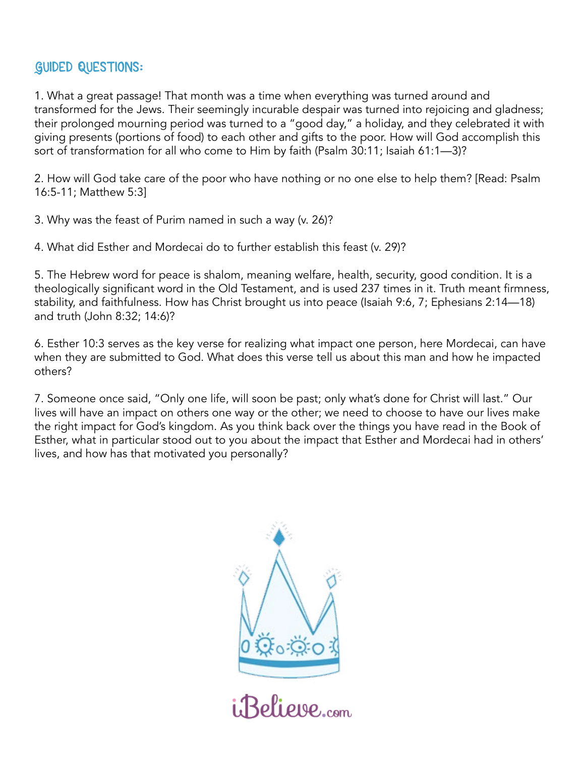## Guided Questions:

1. What a great passage! That month was a time when everything was turned around and transformed for the Jews. Their seemingly incurable despair was turned into rejoicing and gladness; their prolonged mourning period was turned to a "good day," a holiday, and they celebrated it with giving presents (portions of food) to each other and gifts to the poor. How will God accomplish this sort of transformation for all who come to Him by faith (Psalm 30:11; Isaiah 61:1—3)?

2. How will God take care of the poor who have nothing or no one else to help them? [Read: Psalm 16:5-11; Matthew 5:3]

3. Why was the feast of Purim named in such a way (v. 26)?

4. What did Esther and Mordecai do to further establish this feast (v. 29)?

5. The Hebrew word for peace is shalom, meaning welfare, health, security, good condition. It is a theologically significant word in the Old Testament, and is used 237 times in it. Truth meant firmness, stability, and faithfulness. How has Christ brought us into peace (Isaiah 9:6, 7; Ephesians 2:14—18) and truth (John 8:32; 14:6)?

6. Esther 10:3 serves as the key verse for realizing what impact one person, here Mordecai, can have when they are submitted to God. What does this verse tell us about this man and how he impacted others?

7. Someone once said, "Only one life, will soon be past; only what's done for Christ will last." Our lives will have an impact on others one way or the other; we need to choose to have our lives make the right impact for God's kingdom. As you think back over the things you have read in the Book of Esther, what in particular stood out to you about the impact that Esther and Mordecai had in others' lives, and how has that motivated you personally?

iBelieve.com